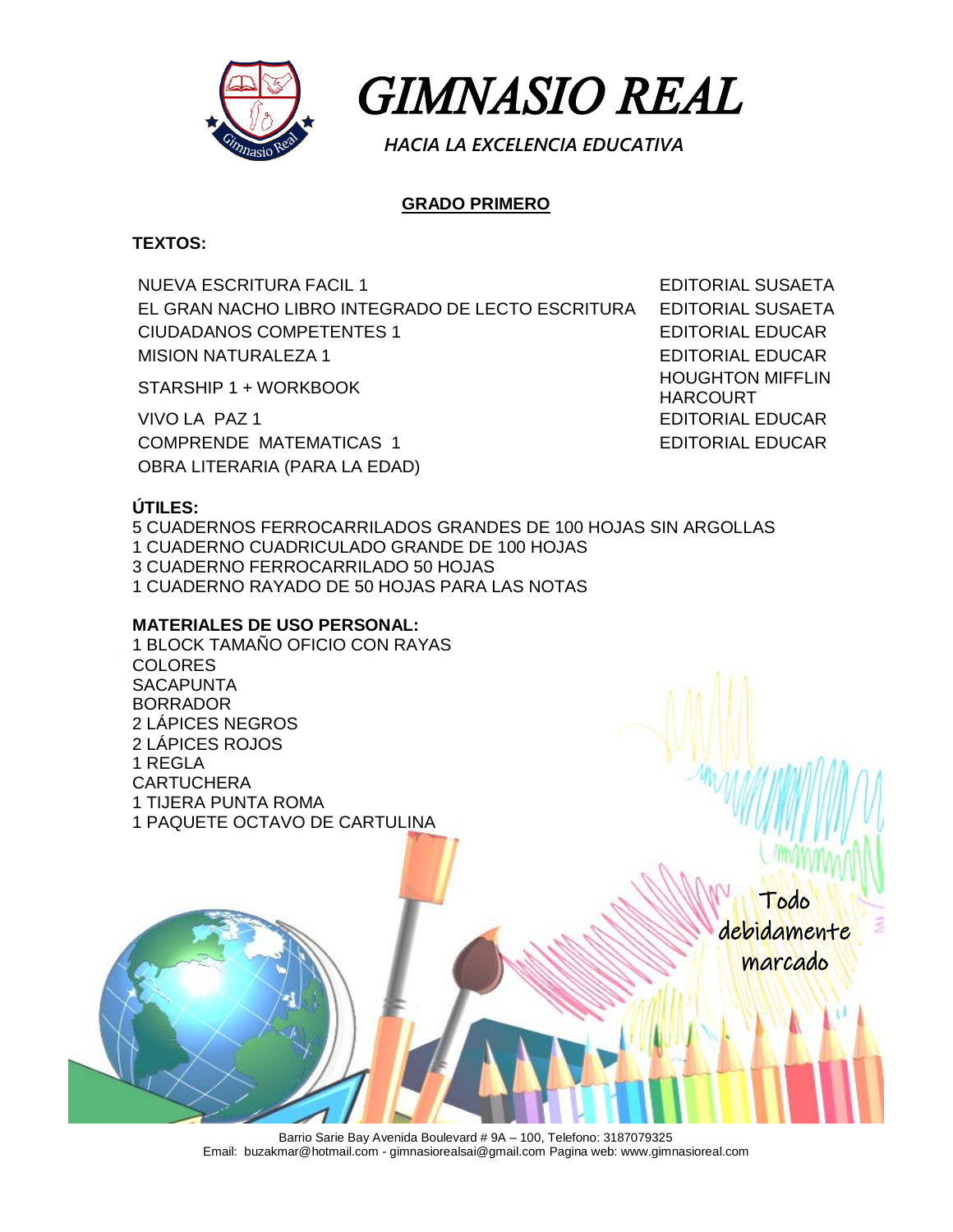# GIMNASIO REAL

*HACIA LA EXCELENCIA EDUCATIVA*

## GRADO PRIMERO

**TEXTOS:**

| | |
|---|---|
| NUEVA ESCRITURA FACIL 1 | EDITORIAL SUSAETA |
| EL GRAN NACHO LIBRO INTEGRADO DE LECTO ESCRITURA | EDITORIAL SUSAETA |
| CIUDADANOS COMPETENTES 1 | EDITORIAL EDUCAR |
| MISION NATURALEZA 1 | EDITORIAL EDUCAR |
| STARSHIP 1 + WORKBOOK | HOUGHTON MIFFLIN HARCOURT |
| VIVO LA PAZ 1 | EDITORIAL EDUCAR |
| COMPRENDE MATEMATICAS 1 | EDITORIAL EDUCAR |
| OBRA LITERARIA (PARA LA EDAD) | |

**ÚTILES:**

5 CUADERNOS FERROCARRILADOS GRANDES DE 100 HOJAS SIN ARGOLLAS
1 CUADERNO CUADRICULADO GRANDE DE 100 HOJAS
3 CUADERNO FERROCARRILADO 50 HOJAS
1 CUADERNO RAYADO DE 50 HOJAS PARA LAS NOTAS

**MATERIALES DE USO PERSONAL:**

1 BLOCK TAMAÑO OFICIO CON RAYAS
COLORES
SACAPUNTA
BORRADOR
2 LÁPICES NEGROS
2 LÁPICES ROJOS
1 REGLA
CARTUCHERA
1 TIJERA PUNTA ROMA
1 PAQUETE OCTAVO DE CARTULINA

Todo debidamente marcado

Barrio Sarie Bay Avenida Boulevard # 9A – 100, Telefono: 3187079325
Email: buzakmar@hotmail.com - gimnasiorealsai@gmail.com Pagina web: www.gimnasioreal.com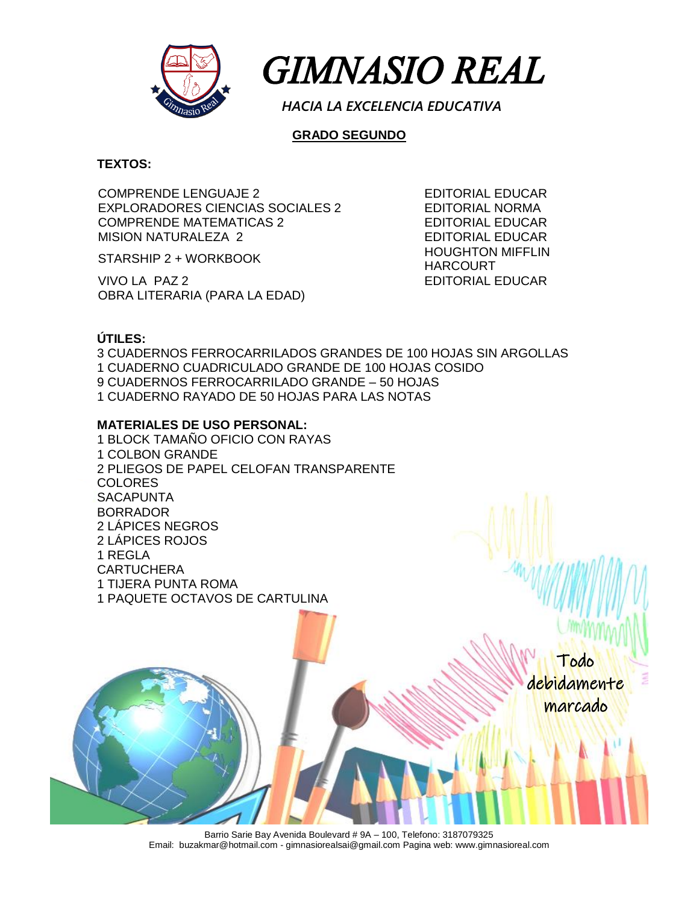# GIMNASIO REAL

*HACIA LA EXCELENCIA EDUCATIVA*

## GRADO SEGUNDO

**TEXTOS:**

| | |
|---|---|
| COMPRENDE LENGUAJE 2 | EDITORIAL EDUCAR |
| EXPLORADORES CIENCIAS SOCIALES 2 | EDITORIAL NORMA |
| COMPRENDE MATEMATICAS 2 | EDITORIAL EDUCAR |
| MISION NATURALEZA 2 | EDITORIAL EDUCAR |
| STARSHIP 2 + WORKBOOK | HOUGHTON MIFFLIN HARCOURT |
| VIVO LA PAZ 2 | EDITORIAL EDUCAR |
| OBRA LITERARIA (PARA LA EDAD) | |

**ÚTILES:**

3 CUADERNOS FERROCARRILADOS GRANDES DE 100 HOJAS SIN ARGOLLAS
1 CUADERNO CUADRICULADO GRANDE DE 100 HOJAS COSIDO
9 CUADERNOS FERROCARRILADO GRANDE – 50 HOJAS
1 CUADERNO RAYADO DE 50 HOJAS PARA LAS NOTAS

**MATERIALES DE USO PERSONAL:**

1 BLOCK TAMAÑO OFICIO CON RAYAS
1 COLBON GRANDE
2 PLIEGOS DE PAPEL CELOFAN TRANSPARENTE
COLORES
SACAPUNTA
BORRADOR
2 LÁPICES NEGROS
2 LÁPICES ROJOS
1 REGLA
CARTUCHERA
1 TIJERA PUNTA ROMA
1 PAQUETE OCTAVOS DE CARTULINA

Todo debidamente marcado

Barrio Sarie Bay Avenida Boulevard # 9A – 100, Telefono: 3187079325
Email: buzakmar@hotmail.com - gimnasiorealsai@gmail.com Pagina web: www.gimnasioreal.com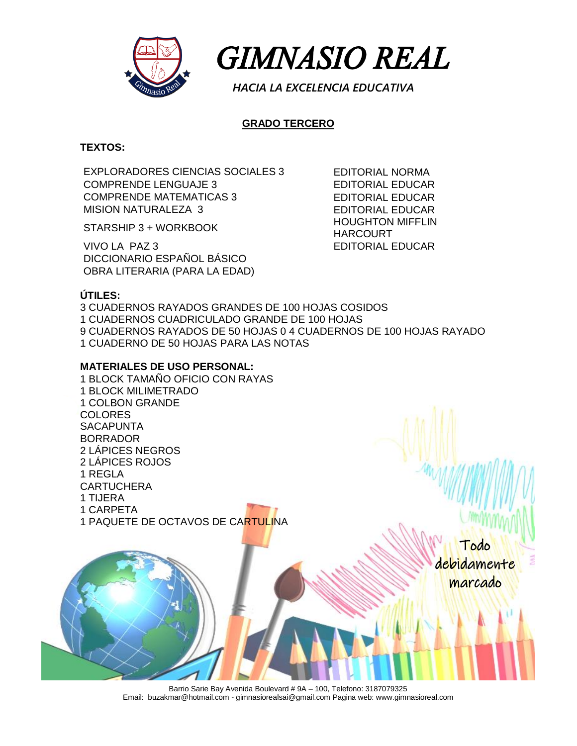# GIMNASIO REAL

*HACIA LA EXCELENCIA EDUCATIVA*

## GRADO TERCERO

**TEXTOS:**

| | |
|---|---|
| EXPLORADORES CIENCIAS SOCIALES 3 | EDITORIAL NORMA |
| COMPRENDE LENGUAJE 3 | EDITORIAL EDUCAR |
| COMPRENDE MATEMATICAS 3 | EDITORIAL EDUCAR |
| MISION NATURALEZA 3 | EDITORIAL EDUCAR |
| STARSHIP 3 + WORKBOOK | HOUGHTON MIFFLIN HARCOURT |
| VIVO LA PAZ 3 | EDITORIAL EDUCAR |
| DICCIONARIO ESPAÑOL BÁSICO | |
| OBRA LITERARIA (PARA LA EDAD) | |

**ÚTILES:**

3 CUADERNOS RAYADOS GRANDES DE 100 HOJAS COSIDOS
1 CUADERNOS CUADRICULADO GRANDE DE 100 HOJAS
9 CUADERNOS RAYADOS DE 50 HOJAS 0 4 CUADERNOS DE 100 HOJAS RAYADO
1 CUADERNO DE 50 HOJAS PARA LAS NOTAS

**MATERIALES DE USO PERSONAL:**

1 BLOCK TAMAÑO OFICIO CON RAYAS
1 BLOCK MILIMETRADO
1 COLBON GRANDE
COLORES
SACAPUNTA
BORRADOR
2 LÁPICES NEGROS
2 LÁPICES ROJOS
1 REGLA
CARTUCHERA
1 TIJERA
1 CARPETA
1 PAQUETE DE OCTAVOS DE CARTULINA

Todo debidamente marcado

Barrio Sarie Bay Avenida Boulevard # 9A – 100, Telefono: 3187079325
Email: buzakmar@hotmail.com - gimnasiorealsai@gmail.com Pagina web: www.gimnasioreal.com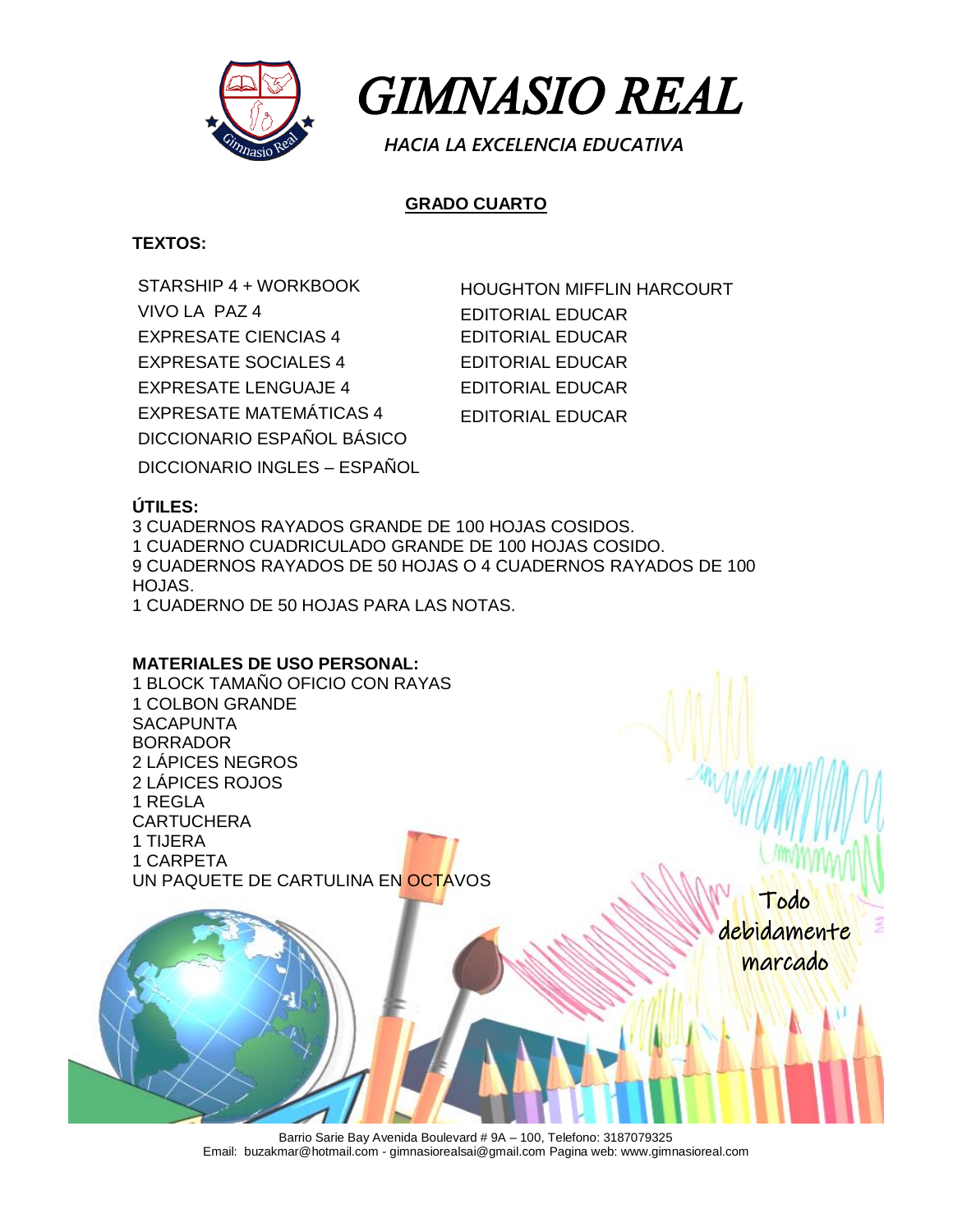# GIMNASIO REAL

*HACIA LA EXCELENCIA EDUCATIVA*

## GRADO CUARTO

**TEXTOS:**

| | |
|---|---|
| STARSHIP 4 + WORKBOOK | HOUGHTON MIFFLIN HARCOURT |
| VIVO LA PAZ 4 | EDITORIAL EDUCAR |
| EXPRESATE CIENCIAS 4 | EDITORIAL EDUCAR |
| EXPRESATE SOCIALES 4 | EDITORIAL EDUCAR |
| EXPRESATE LENGUAJE 4 | EDITORIAL EDUCAR |
| EXPRESATE MATEMÁTICAS 4 | EDITORIAL EDUCAR |
| DICCIONARIO ESPAÑOL BÁSICO | |
| DICCIONARIO INGLES – ESPAÑOL | |

**ÚTILES:**

3 CUADERNOS RAYADOS GRANDE DE 100 HOJAS COSIDOS.
1 CUADERNO CUADRICULADO GRANDE DE 100 HOJAS COSIDO.
9 CUADERNOS RAYADOS DE 50 HOJAS O 4 CUADERNOS RAYADOS DE 100 HOJAS.
1 CUADERNO DE 50 HOJAS PARA LAS NOTAS.

**MATERIALES DE USO PERSONAL:**

1 BLOCK TAMAÑO OFICIO CON RAYAS
1 COLBON GRANDE
SACAPUNTA
BORRADOR
2 LÁPICES NEGROS
2 LÁPICES ROJOS
1 REGLA
CARTUCHERA
1 TIJERA
1 CARPETA
UN PAQUETE DE CARTULINA EN OCTAVOS

Todo debidamente marcado

Barrio Sarie Bay Avenida Boulevard # 9A – 100, Telefono: 3187079325
Email: buzakmar@hotmail.com - gimnasiorealsai@gmail.com Pagina web: www.gimnasioreal.com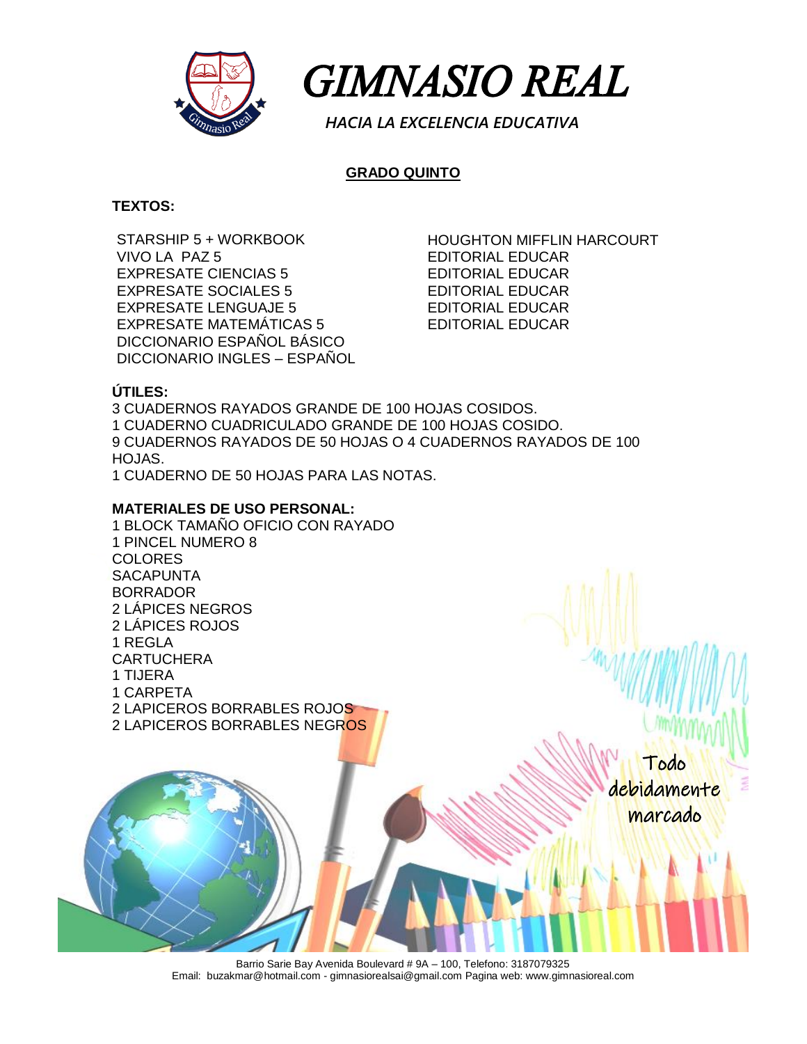# GIMNASIO REAL

*HACIA LA EXCELENCIA EDUCATIVA*

## GRADO QUINTO

**TEXTOS:**

| | |
|---|---|
| STARSHIP 5 + WORKBOOK | HOUGHTON MIFFLIN HARCOURT |
| VIVO LA PAZ 5 | EDITORIAL EDUCAR |
| EXPRESATE CIENCIAS 5 | EDITORIAL EDUCAR |
| EXPRESATE SOCIALES 5 | EDITORIAL EDUCAR |
| EXPRESATE LENGUAJE 5 | EDITORIAL EDUCAR |
| EXPRESATE MATEMÁTICAS 5 | EDITORIAL EDUCAR |
| DICCIONARIO ESPAÑOL BÁSICO | |
| DICCIONARIO INGLES – ESPAÑOL | |

**ÚTILES:**

3 CUADERNOS RAYADOS GRANDE DE 100 HOJAS COSIDOS.
1 CUADERNO CUADRICULADO GRANDE DE 100 HOJAS COSIDO.
9 CUADERNOS RAYADOS DE 50 HOJAS O 4 CUADERNOS RAYADOS DE 100 HOJAS.
1 CUADERNO DE 50 HOJAS PARA LAS NOTAS.

**MATERIALES DE USO PERSONAL:**

1 BLOCK TAMAÑO OFICIO CON RAYADO
1 PINCEL NUMERO 8
COLORES
SACAPUNTA
BORRADOR
2 LÁPICES NEGROS
2 LÁPICES ROJOS
1 REGLA
CARTUCHERA
1 TIJERA
1 CARPETA
2 LAPICEROS BORRABLES ROJOS
2 LAPICEROS BORRABLES NEGROS

Todo debidamente marcado

Barrio Sarie Bay Avenida Boulevard # 9A – 100, Telefono: 3187079325
Email: buzakmar@hotmail.com - gimnasiorealsai@gmail.com Pagina web: www.gimnasioreal.com